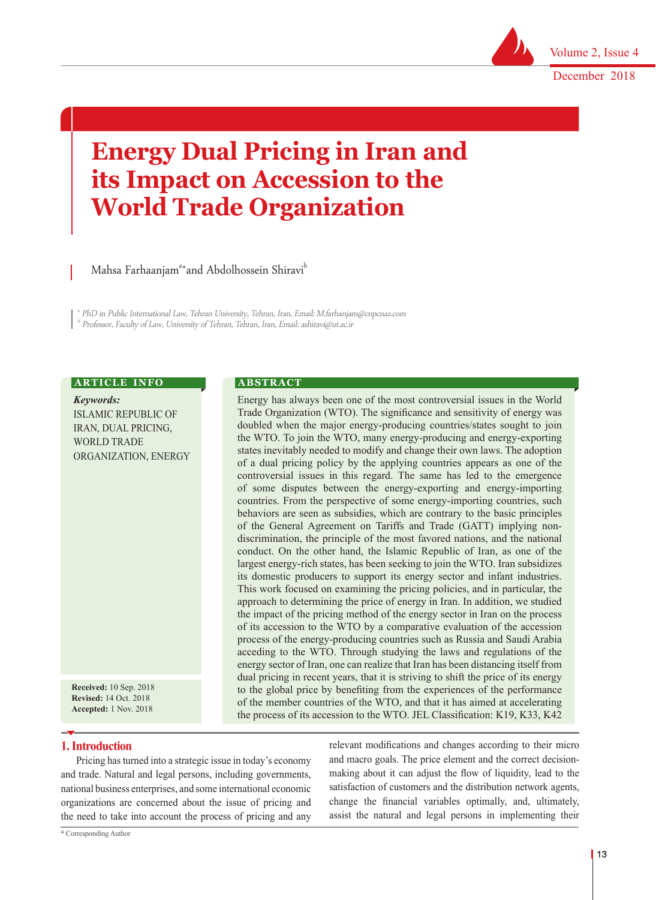# Energy Dual Pricing in Iran and its Impact on Accession to the World Trade Organization

Mahsa Farhaanjam[a]* and Abdolhossein Shiravi[b]

[a] PhD in Public International Law, Tehran University, Tehran, Iran, Email: M.farhanjam@cnpcnaz.com
[b] Professor, Faculty of Law, University of Tehran, Tehran, Iran, Email: ashiravi@ut.ac.ir

**ARTICLE INFO**

***Keywords:***
ISLAMIC REPUBLIC OF IRAN, DUAL PRICING, WORLD TRADE ORGANIZATION, ENERGY

**Received:** 10 Sep. 2018
**Revised:** 14 Oct. 2018
**Accepted:** 1 Nov. 2018

**ABSTRACT**

Energy has always been one of the most controversial issues in the World Trade Organization (WTO). The significance and sensitivity of energy was doubled when the major energy-producing countries/states sought to join the WTO. To join the WTO, many energy-producing and energy-exporting states inevitably needed to modify and change their own laws. The adoption of a dual pricing policy by the applying countries appears as one of the controversial issues in this regard. The same has led to the emergence of some disputes between the energy-exporting and energy-importing countries. From the perspective of some energy-importing countries, such behaviors are seen as subsidies, which are contrary to the basic principles of the General Agreement on Tariffs and Trade (GATT) implying non-discrimination, the principle of the most favored nations, and the national conduct. On the other hand, the Islamic Republic of Iran, as one of the largest energy-rich states, has been seeking to join the WTO. Iran subsidizes its domestic producers to support its energy sector and infant industries. This work focused on examining the pricing policies, and in particular, the approach to determining the price of energy in Iran. In addition, we studied the impact of the pricing method of the energy sector in Iran on the process of its accession to the WTO by a comparative evaluation of the accession process of the energy-producing countries such as Russia and Saudi Arabia acceding to the WTO. Through studying the laws and regulations of the energy sector of Iran, one can realize that Iran has been distancing itself from dual pricing in recent years, that it is striving to shift the price of its energy to the global price by benefiting from the experiences of the performance of the member countries of the WTO, and that it has aimed at accelerating the process of its accession to the WTO. JEL Classification: K19, K33, K42

## 1. Introduction

Pricing has turned into a strategic issue in today's economy and trade. Natural and legal persons, including governments, national business enterprises, and some international economic organizations are concerned about the issue of pricing and the need to take into account the process of pricing and any relevant modifications and changes according to their micro and macro goals. The price element and the correct decision-making about it can adjust the flow of liquidity, lead to the satisfaction of customers and the distribution network agents, change the financial variables optimally, and, ultimately, assist the natural and legal persons in implementing their

\* Corresponding Author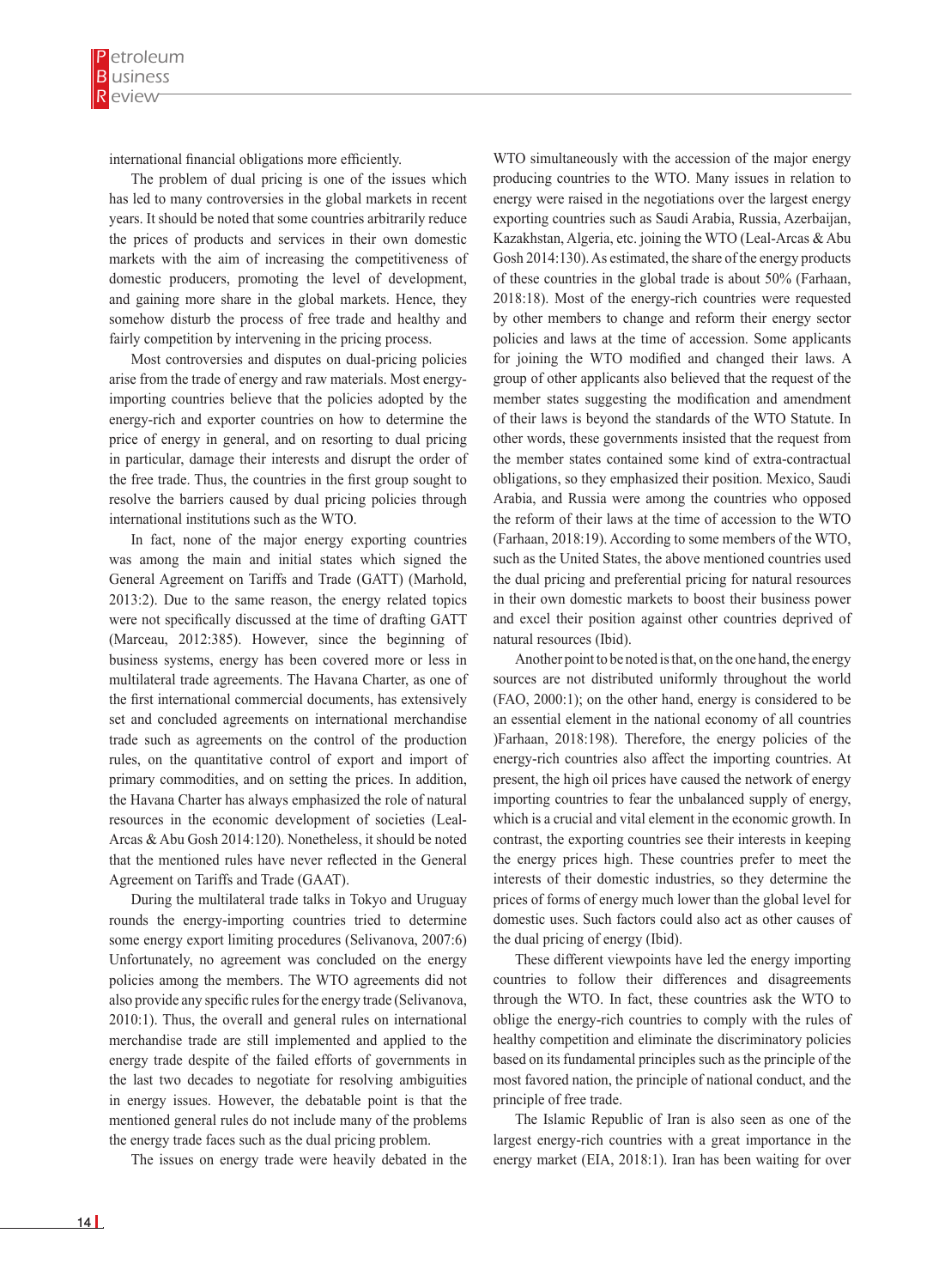international financial obligations more efficiently.

The problem of dual pricing is one of the issues which has led to many controversies in the global markets in recent years. It should be noted that some countries arbitrarily reduce the prices of products and services in their own domestic markets with the aim of increasing the competitiveness of domestic producers, promoting the level of development, and gaining more share in the global markets. Hence, they somehow disturb the process of free trade and healthy and fairly competition by intervening in the pricing process.

Most controversies and disputes on dual-pricing policies arise from the trade of energy and raw materials. Most energy-importing countries believe that the policies adopted by the energy-rich and exporter countries on how to determine the price of energy in general, and on resorting to dual pricing in particular, damage their interests and disrupt the order of the free trade. Thus, the countries in the first group sought to resolve the barriers caused by dual pricing policies through international institutions such as the WTO.

In fact, none of the major energy exporting countries was among the main and initial states which signed the General Agreement on Tariffs and Trade (GATT) (Marhold, 2013:2). Due to the same reason, the energy related topics were not specifically discussed at the time of drafting GATT (Marceau, 2012:385). However, since the beginning of business systems, energy has been covered more or less in multilateral trade agreements. The Havana Charter, as one of the first international commercial documents, has extensively set and concluded agreements on international merchandise trade such as agreements on the control of the production rules, on the quantitative control of export and import of primary commodities, and on setting the prices. In addition, the Havana Charter has always emphasized the role of natural resources in the economic development of societies (Leal-Arcas & Abu Gosh 2014:120). Nonetheless, it should be noted that the mentioned rules have never reflected in the General Agreement on Tariffs and Trade (GAAT).

During the multilateral trade talks in Tokyo and Uruguay rounds the energy-importing countries tried to determine some energy export limiting procedures (Selivanova, 2007:6) Unfortunately, no agreement was concluded on the energy policies among the members. The WTO agreements did not also provide any specific rules for the energy trade (Selivanova, 2010:1). Thus, the overall and general rules on international merchandise trade are still implemented and applied to the energy trade despite of the failed efforts of governments in the last two decades to negotiate for resolving ambiguities in energy issues. However, the debatable point is that the mentioned general rules do not include many of the problems the energy trade faces such as the dual pricing problem.

The issues on energy trade were heavily debated in the WTO simultaneously with the accession of the major energy producing countries to the WTO. Many issues in relation to energy were raised in the negotiations over the largest energy exporting countries such as Saudi Arabia, Russia, Azerbaijan, Kazakhstan, Algeria, etc. joining the WTO (Leal-Arcas & Abu Gosh 2014:130). As estimated, the share of the energy products of these countries in the global trade is about 50% (Farhaan, 2018:18). Most of the energy-rich countries were requested by other members to change and reform their energy sector policies and laws at the time of accession. Some applicants for joining the WTO modified and changed their laws. A group of other applicants also believed that the request of the member states suggesting the modification and amendment of their laws is beyond the standards of the WTO Statute. In other words, these governments insisted that the request from the member states contained some kind of extra-contractual obligations, so they emphasized their position. Mexico, Saudi Arabia, and Russia were among the countries who opposed the reform of their laws at the time of accession to the WTO (Farhaan, 2018:19). According to some members of the WTO, such as the United States, the above mentioned countries used the dual pricing and preferential pricing for natural resources in their own domestic markets to boost their business power and excel their position against other countries deprived of natural resources (Ibid).

Another point to be noted is that, on the one hand, the energy sources are not distributed uniformly throughout the world (FAO, 2000:1); on the other hand, energy is considered to be an essential element in the national economy of all countries )Farhaan, 2018:198). Therefore, the energy policies of the energy-rich countries also affect the importing countries. At present, the high oil prices have caused the network of energy importing countries to fear the unbalanced supply of energy, which is a crucial and vital element in the economic growth. In contrast, the exporting countries see their interests in keeping the energy prices high. These countries prefer to meet the interests of their domestic industries, so they determine the prices of forms of energy much lower than the global level for domestic uses. Such factors could also act as other causes of the dual pricing of energy (Ibid).

These different viewpoints have led the energy importing countries to follow their differences and disagreements through the WTO. In fact, these countries ask the WTO to oblige the energy-rich countries to comply with the rules of healthy competition and eliminate the discriminatory policies based on its fundamental principles such as the principle of the most favored nation, the principle of national conduct, and the principle of free trade.

The Islamic Republic of Iran is also seen as one of the largest energy-rich countries with a great importance in the energy market (EIA, 2018:1). Iran has been waiting for over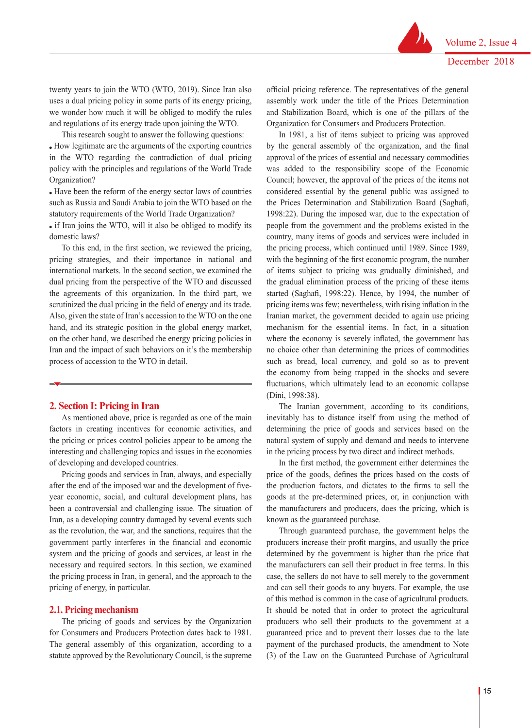twenty years to join the WTO (WTO, 2019). Since Iran also uses a dual pricing policy in some parts of its energy pricing, we wonder how much it will be obliged to modify the rules and regulations of its energy trade upon joining the WTO.

This research sought to answer the following questions:

- How legitimate are the arguments of the exporting countries in the WTO regarding the contradiction of dual pricing policy with the principles and regulations of the World Trade Organization?
- Have been the reform of the energy sector laws of countries such as Russia and Saudi Arabia to join the WTO based on the statutory requirements of the World Trade Organization?
- if Iran joins the WTO, will it also be obliged to modify its domestic laws?

To this end, in the first section, we reviewed the pricing, pricing strategies, and their importance in national and international markets. In the second section, we examined the dual pricing from the perspective of the WTO and discussed the agreements of this organization. In the third part, we scrutinized the dual pricing in the field of energy and its trade. Also, given the state of Iran's accession to the WTO on the one hand, and its strategic position in the global energy market, on the other hand, we described the energy pricing policies in Iran and the impact of such behaviors on it's the membership process of accession to the WTO in detail.

## 2. Section I: Pricing in Iran

As mentioned above, price is regarded as one of the main factors in creating incentives for economic activities, and the pricing or prices control policies appear to be among the interesting and challenging topics and issues in the economies of developing and developed countries.

Pricing goods and services in Iran, always, and especially after the end of the imposed war and the development of five-year economic, social, and cultural development plans, has been a controversial and challenging issue. The situation of Iran, as a developing country damaged by several events such as the revolution, the war, and the sanctions, requires that the government partly interferes in the financial and economic system and the pricing of goods and services, at least in the necessary and required sectors. In this section, we examined the pricing process in Iran, in general, and the approach to the pricing of energy, in particular.

### 2.1. Pricing mechanism

The pricing of goods and services by the Organization for Consumers and Producers Protection dates back to 1981. The general assembly of this organization, according to a statute approved by the Revolutionary Council, is the supreme official pricing reference. The representatives of the general assembly work under the title of the Prices Determination and Stabilization Board, which is one of the pillars of the Organization for Consumers and Producers Protection.

In 1981, a list of items subject to pricing was approved by the general assembly of the organization, and the final approval of the prices of essential and necessary commodities was added to the responsibility scope of the Economic Council; however, the approval of the prices of the items not considered essential by the general public was assigned to the Prices Determination and Stabilization Board (Saghafi, 1998:22). During the imposed war, due to the expectation of people from the government and the problems existed in the country, many items of goods and services were included in the pricing process, which continued until 1989. Since 1989, with the beginning of the first economic program, the number of items subject to pricing was gradually diminished, and the gradual elimination process of the pricing of these items started (Saghafi, 1998:22). Hence, by 1994, the number of pricing items was few; nevertheless, with rising inflation in the Iranian market, the government decided to again use pricing mechanism for the essential items. In fact, in a situation where the economy is severely inflated, the government has no choice other than determining the prices of commodities such as bread, local currency, and gold so as to prevent the economy from being trapped in the shocks and severe fluctuations, which ultimately lead to an economic collapse (Dini, 1998:38).

The Iranian government, according to its conditions, inevitably has to distance itself from using the method of determining the price of goods and services based on the natural system of supply and demand and needs to intervene in the pricing process by two direct and indirect methods.

In the first method, the government either determines the price of the goods, defines the prices based on the costs of the production factors, and dictates to the firms to sell the goods at the pre-determined prices, or, in conjunction with the manufacturers and producers, does the pricing, which is known as the guaranteed purchase.

Through guaranteed purchase, the government helps the producers increase their profit margins, and usually the price determined by the government is higher than the price that the manufacturers can sell their product in free terms. In this case, the sellers do not have to sell merely to the government and can sell their goods to any buyers. For example, the use of this method is common in the case of agricultural products. It should be noted that in order to protect the agricultural producers who sell their products to the government at a guaranteed price and to prevent their losses due to the late payment of the purchased products, the amendment to Note (3) of the Law on the Guaranteed Purchase of Agricultural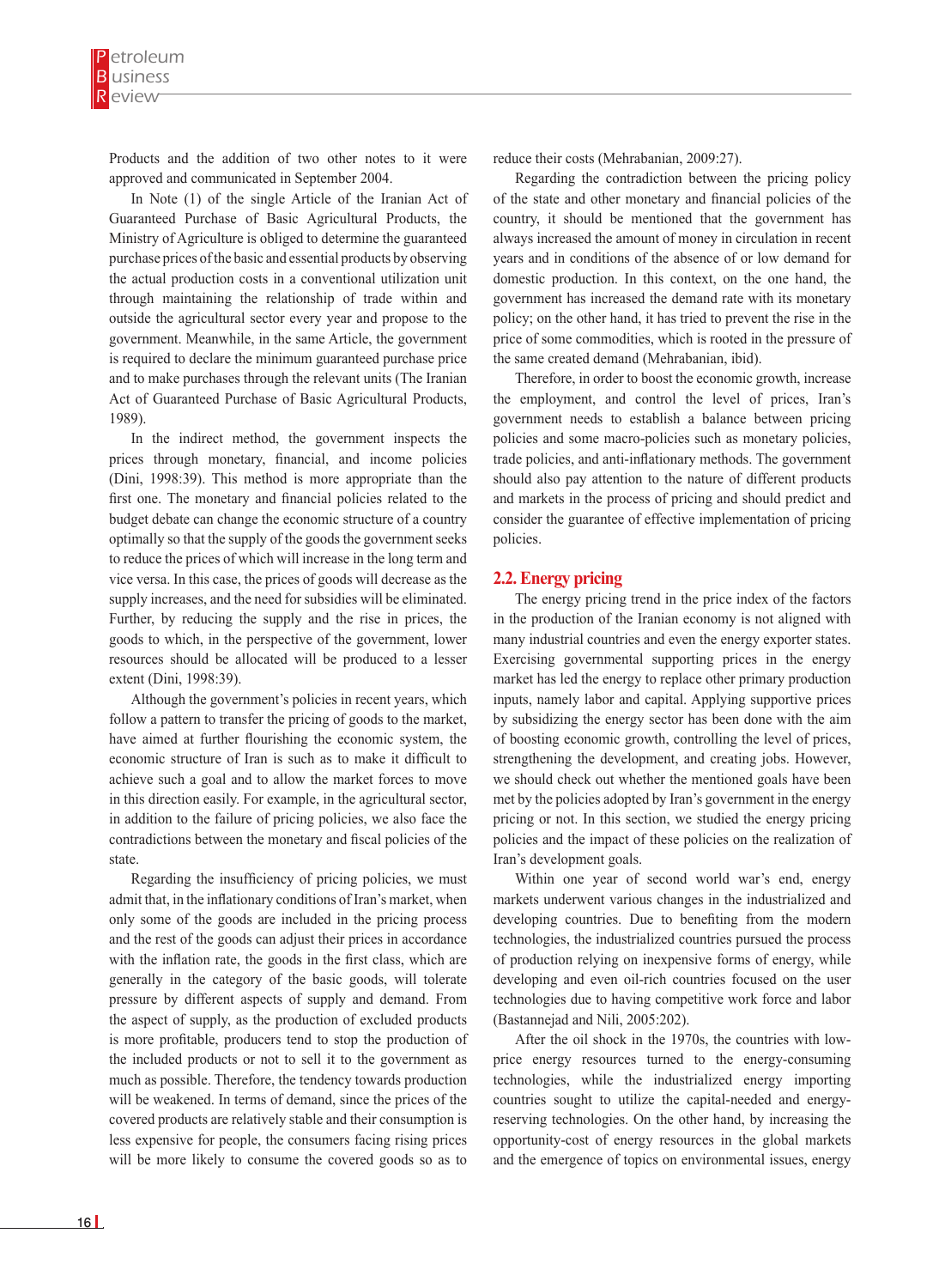Products and the addition of two other notes to it were approved and communicated in September 2004.

In Note (1) of the single Article of the Iranian Act of Guaranteed Purchase of Basic Agricultural Products, the Ministry of Agriculture is obliged to determine the guaranteed purchase prices of the basic and essential products by observing the actual production costs in a conventional utilization unit through maintaining the relationship of trade within and outside the agricultural sector every year and propose to the government. Meanwhile, in the same Article, the government is required to declare the minimum guaranteed purchase price and to make purchases through the relevant units (The Iranian Act of Guaranteed Purchase of Basic Agricultural Products, 1989).

In the indirect method, the government inspects the prices through monetary, financial, and income policies (Dini, 1998:39). This method is more appropriate than the first one. The monetary and financial policies related to the budget debate can change the economic structure of a country optimally so that the supply of the goods the government seeks to reduce the prices of which will increase in the long term and vice versa. In this case, the prices of goods will decrease as the supply increases, and the need for subsidies will be eliminated. Further, by reducing the supply and the rise in prices, the goods to which, in the perspective of the government, lower resources should be allocated will be produced to a lesser extent (Dini, 1998:39).

Although the government's policies in recent years, which follow a pattern to transfer the pricing of goods to the market, have aimed at further flourishing the economic system, the economic structure of Iran is such as to make it difficult to achieve such a goal and to allow the market forces to move in this direction easily. For example, in the agricultural sector, in addition to the failure of pricing policies, we also face the contradictions between the monetary and fiscal policies of the state.

Regarding the insufficiency of pricing policies, we must admit that, in the inflationary conditions of Iran's market, when only some of the goods are included in the pricing process and the rest of the goods can adjust their prices in accordance with the inflation rate, the goods in the first class, which are generally in the category of the basic goods, will tolerate pressure by different aspects of supply and demand. From the aspect of supply, as the production of excluded products is more profitable, producers tend to stop the production of the included products or not to sell it to the government as much as possible. Therefore, the tendency towards production will be weakened. In terms of demand, since the prices of the covered products are relatively stable and their consumption is less expensive for people, the consumers facing rising prices will be more likely to consume the covered goods so as to reduce their costs (Mehrabanian, 2009:27).

Regarding the contradiction between the pricing policy of the state and other monetary and financial policies of the country, it should be mentioned that the government has always increased the amount of money in circulation in recent years and in conditions of the absence of or low demand for domestic production. In this context, on the one hand, the government has increased the demand rate with its monetary policy; on the other hand, it has tried to prevent the rise in the price of some commodities, which is rooted in the pressure of the same created demand (Mehrabanian, ibid).

Therefore, in order to boost the economic growth, increase the employment, and control the level of prices, Iran's government needs to establish a balance between pricing policies and some macro-policies such as monetary policies, trade policies, and anti-inflationary methods. The government should also pay attention to the nature of different products and markets in the process of pricing and should predict and consider the guarantee of effective implementation of pricing policies.

## 2.2. Energy pricing

The energy pricing trend in the price index of the factors in the production of the Iranian economy is not aligned with many industrial countries and even the energy exporter states. Exercising governmental supporting prices in the energy market has led the energy to replace other primary production inputs, namely labor and capital. Applying supportive prices by subsidizing the energy sector has been done with the aim of boosting economic growth, controlling the level of prices, strengthening the development, and creating jobs. However, we should check out whether the mentioned goals have been met by the policies adopted by Iran's government in the energy pricing or not. In this section, we studied the energy pricing policies and the impact of these policies on the realization of Iran's development goals.

Within one year of second world war's end, energy markets underwent various changes in the industrialized and developing countries. Due to benefiting from the modern technologies, the industrialized countries pursued the process of production relying on inexpensive forms of energy, while developing and even oil-rich countries focused on the user technologies due to having competitive work force and labor (Bastannejad and Nili, 2005:202).

After the oil shock in the 1970s, the countries with low-price energy resources turned to the energy-consuming technologies, while the industrialized energy importing countries sought to utilize the capital-needed and energy-reserving technologies. On the other hand, by increasing the opportunity-cost of energy resources in the global markets and the emergence of topics on environmental issues, energy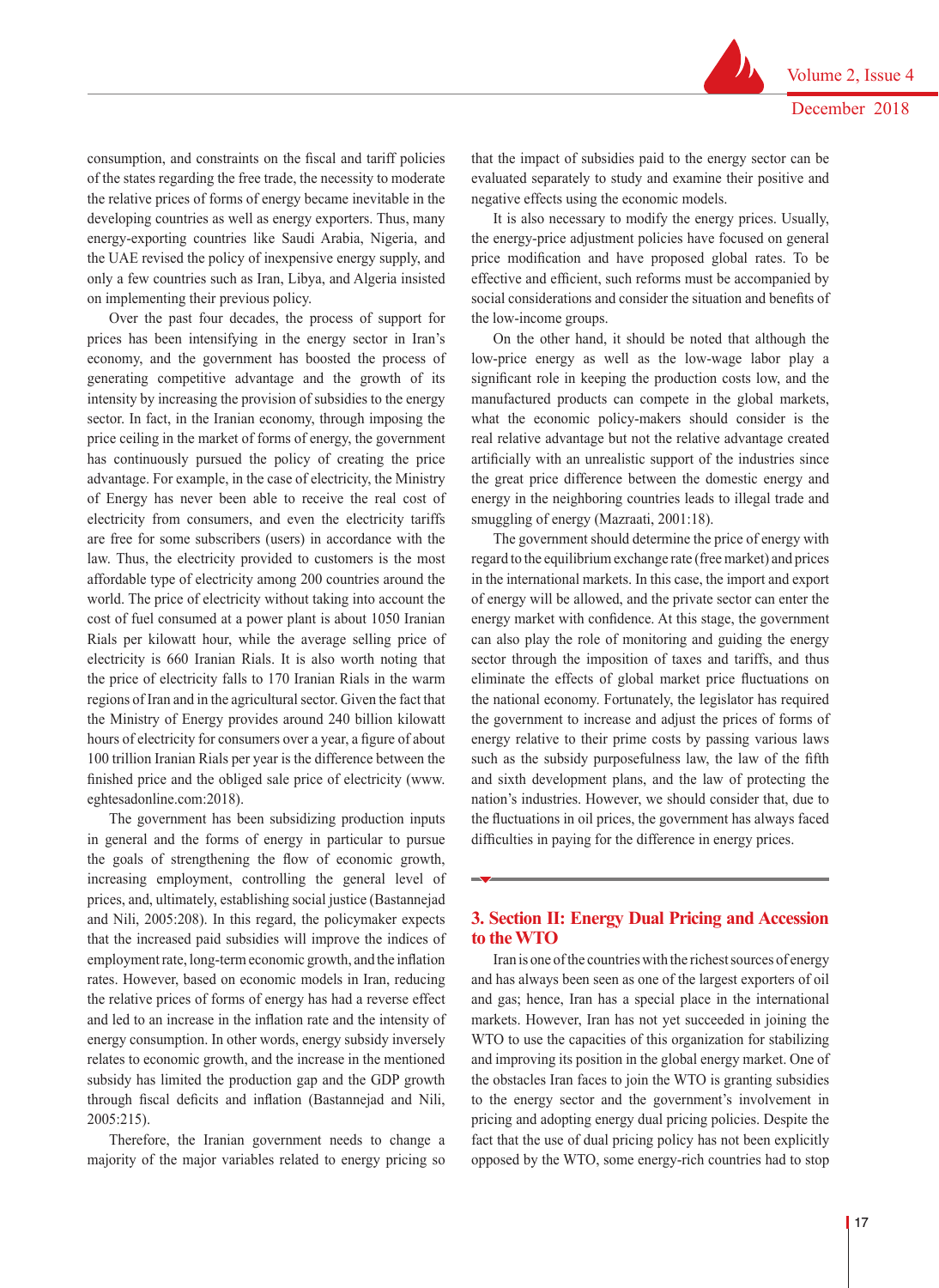consumption, and constraints on the fiscal and tariff policies of the states regarding the free trade, the necessity to moderate the relative prices of forms of energy became inevitable in the developing countries as well as energy exporters. Thus, many energy-exporting countries like Saudi Arabia, Nigeria, and the UAE revised the policy of inexpensive energy supply, and only a few countries such as Iran, Libya, and Algeria insisted on implementing their previous policy.

Over the past four decades, the process of support for prices has been intensifying in the energy sector in Iran's economy, and the government has boosted the process of generating competitive advantage and the growth of its intensity by increasing the provision of subsidies to the energy sector. In fact, in the Iranian economy, through imposing the price ceiling in the market of forms of energy, the government has continuously pursued the policy of creating the price advantage. For example, in the case of electricity, the Ministry of Energy has never been able to receive the real cost of electricity from consumers, and even the electricity tariffs are free for some subscribers (users) in accordance with the law. Thus, the electricity provided to customers is the most affordable type of electricity among 200 countries around the world. The price of electricity without taking into account the cost of fuel consumed at a power plant is about 1050 Iranian Rials per kilowatt hour, while the average selling price of electricity is 660 Iranian Rials. It is also worth noting that the price of electricity falls to 170 Iranian Rials in the warm regions of Iran and in the agricultural sector. Given the fact that the Ministry of Energy provides around 240 billion kilowatt hours of electricity for consumers over a year, a figure of about 100 trillion Iranian Rials per year is the difference between the finished price and the obliged sale price of electricity (www.eghtesadonline.com:2018).

The government has been subsidizing production inputs in general and the forms of energy in particular to pursue the goals of strengthening the flow of economic growth, increasing employment, controlling the general level of prices, and, ultimately, establishing social justice (Bastannejad and Nili, 2005:208). In this regard, the policymaker expects that the increased paid subsidies will improve the indices of employment rate, long-term economic growth, and the inflation rates. However, based on economic models in Iran, reducing the relative prices of forms of energy has had a reverse effect and led to an increase in the inflation rate and the intensity of energy consumption. In other words, energy subsidy inversely relates to economic growth, and the increase in the mentioned subsidy has limited the production gap and the GDP growth through fiscal deficits and inflation (Bastannejad and Nili, 2005:215).

Therefore, the Iranian government needs to change a majority of the major variables related to energy pricing so that the impact of subsidies paid to the energy sector can be evaluated separately to study and examine their positive and negative effects using the economic models.

It is also necessary to modify the energy prices. Usually, the energy-price adjustment policies have focused on general price modification and have proposed global rates. To be effective and efficient, such reforms must be accompanied by social considerations and consider the situation and benefits of the low-income groups.

On the other hand, it should be noted that although the low-price energy as well as the low-wage labor play a significant role in keeping the production costs low, and the manufactured products can compete in the global markets, what the economic policy-makers should consider is the real relative advantage but not the relative advantage created artificially with an unrealistic support of the industries since the great price difference between the domestic energy and energy in the neighboring countries leads to illegal trade and smuggling of energy (Mazraati, 2001:18).

The government should determine the price of energy with regard to the equilibrium exchange rate (free market) and prices in the international markets. In this case, the import and export of energy will be allowed, and the private sector can enter the energy market with confidence. At this stage, the government can also play the role of monitoring and guiding the energy sector through the imposition of taxes and tariffs, and thus eliminate the effects of global market price fluctuations on the national economy. Fortunately, the legislator has required the government to increase and adjust the prices of forms of energy relative to their prime costs by passing various laws such as the subsidy purposefulness law, the law of the fifth and sixth development plans, and the law of protecting the nation's industries. However, we should consider that, due to the fluctuations in oil prices, the government has always faced difficulties in paying for the difference in energy prices.

## 3. Section II: Energy Dual Pricing and Accession to the WTO

Iran is one of the countries with the richest sources of energy and has always been seen as one of the largest exporters of oil and gas; hence, Iran has a special place in the international markets. However, Iran has not yet succeeded in joining the WTO to use the capacities of this organization for stabilizing and improving its position in the global energy market. One of the obstacles Iran faces to join the WTO is granting subsidies to the energy sector and the government's involvement in pricing and adopting energy dual pricing policies. Despite the fact that the use of dual pricing policy has not been explicitly opposed by the WTO, some energy-rich countries had to stop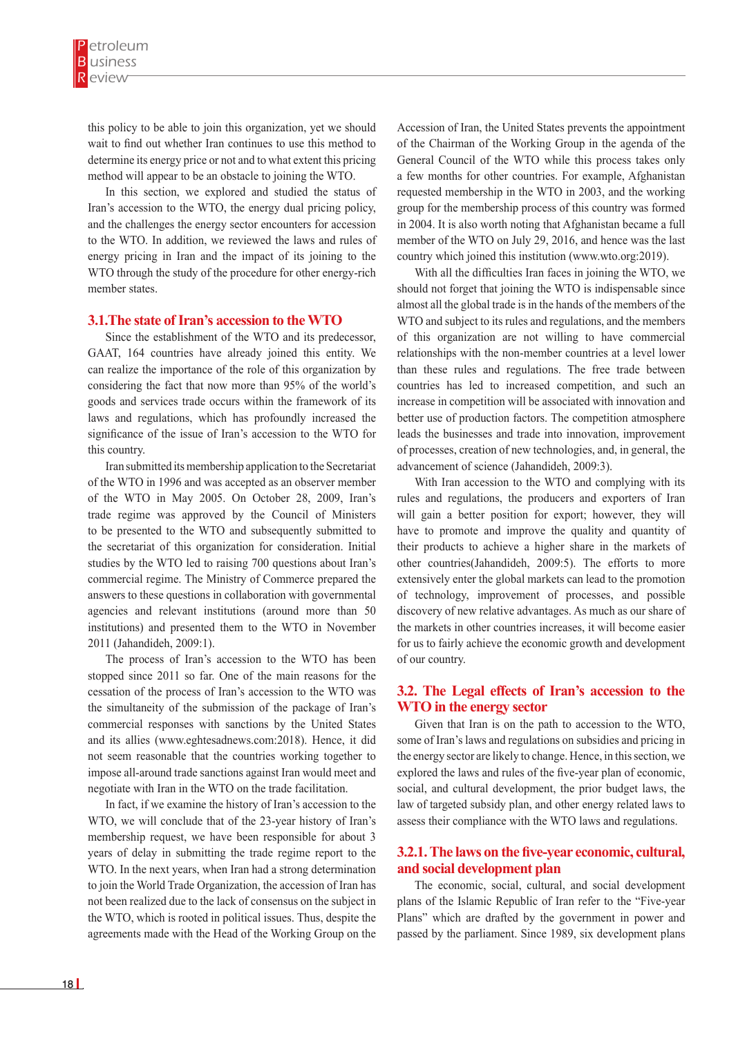this policy to be able to join this organization, yet we should wait to find out whether Iran continues to use this method to determine its energy price or not and to what extent this pricing method will appear to be an obstacle to joining the WTO.

In this section, we explored and studied the status of Iran's accession to the WTO, the energy dual pricing policy, and the challenges the energy sector encounters for accession to the WTO. In addition, we reviewed the laws and rules of energy pricing in Iran and the impact of its joining to the WTO through the study of the procedure for other energy-rich member states.

## 3.1.The state of Iran's accession to the WTO

Since the establishment of the WTO and its predecessor, GAAT, 164 countries have already joined this entity. We can realize the importance of the role of this organization by considering the fact that now more than 95% of the world's goods and services trade occurs within the framework of its laws and regulations, which has profoundly increased the significance of the issue of Iran's accession to the WTO for this country.

Iran submitted its membership application to the Secretariat of the WTO in 1996 and was accepted as an observer member of the WTO in May 2005. On October 28, 2009, Iran's trade regime was approved by the Council of Ministers to be presented to the WTO and subsequently submitted to the secretariat of this organization for consideration. Initial studies by the WTO led to raising 700 questions about Iran's commercial regime. The Ministry of Commerce prepared the answers to these questions in collaboration with governmental agencies and relevant institutions (around more than 50 institutions) and presented them to the WTO in November 2011 (Jahandideh, 2009:1).

The process of Iran's accession to the WTO has been stopped since 2011 so far. One of the main reasons for the cessation of the process of Iran's accession to the WTO was the simultaneity of the submission of the package of Iran's commercial responses with sanctions by the United States and its allies (www.eghtesadnews.com:2018). Hence, it did not seem reasonable that the countries working together to impose all-around trade sanctions against Iran would meet and negotiate with Iran in the WTO on the trade facilitation.

In fact, if we examine the history of Iran's accession to the WTO, we will conclude that of the 23-year history of Iran's membership request, we have been responsible for about 3 years of delay in submitting the trade regime report to the WTO. In the next years, when Iran had a strong determination to join the World Trade Organization, the accession of Iran has not been realized due to the lack of consensus on the subject in the WTO, which is rooted in political issues. Thus, despite the agreements made with the Head of the Working Group on the Accession of Iran, the United States prevents the appointment of the Chairman of the Working Group in the agenda of the General Council of the WTO while this process takes only a few months for other countries. For example, Afghanistan requested membership in the WTO in 2003, and the working group for the membership process of this country was formed in 2004. It is also worth noting that Afghanistan became a full member of the WTO on July 29, 2016, and hence was the last country which joined this institution (www.wto.org:2019).

With all the difficulties Iran faces in joining the WTO, we should not forget that joining the WTO is indispensable since almost all the global trade is in the hands of the members of the WTO and subject to its rules and regulations, and the members of this organization are not willing to have commercial relationships with the non-member countries at a level lower than these rules and regulations. The free trade between countries has led to increased competition, and such an increase in competition will be associated with innovation and better use of production factors. The competition atmosphere leads the businesses and trade into innovation, improvement of processes, creation of new technologies, and, in general, the advancement of science (Jahandideh, 2009:3).

With Iran accession to the WTO and complying with its rules and regulations, the producers and exporters of Iran will gain a better position for export; however, they will have to promote and improve the quality and quantity of their products to achieve a higher share in the markets of other countries(Jahandideh, 2009:5). The efforts to more extensively enter the global markets can lead to the promotion of technology, improvement of processes, and possible discovery of new relative advantages. As much as our share of the markets in other countries increases, it will become easier for us to fairly achieve the economic growth and development of our country.

## 3.2. The Legal effects of Iran's accession to the WTO in the energy sector

Given that Iran is on the path to accession to the WTO, some of Iran's laws and regulations on subsidies and pricing in the energy sector are likely to change. Hence, in this section, we explored the laws and rules of the five-year plan of economic, social, and cultural development, the prior budget laws, the law of targeted subsidy plan, and other energy related laws to assess their compliance with the WTO laws and regulations.

### 3.2.1. The laws on the five-year economic, cultural, and social development plan

The economic, social, cultural, and social development plans of the Islamic Republic of Iran refer to the "Five-year Plans" which are drafted by the government in power and passed by the parliament. Since 1989, six development plans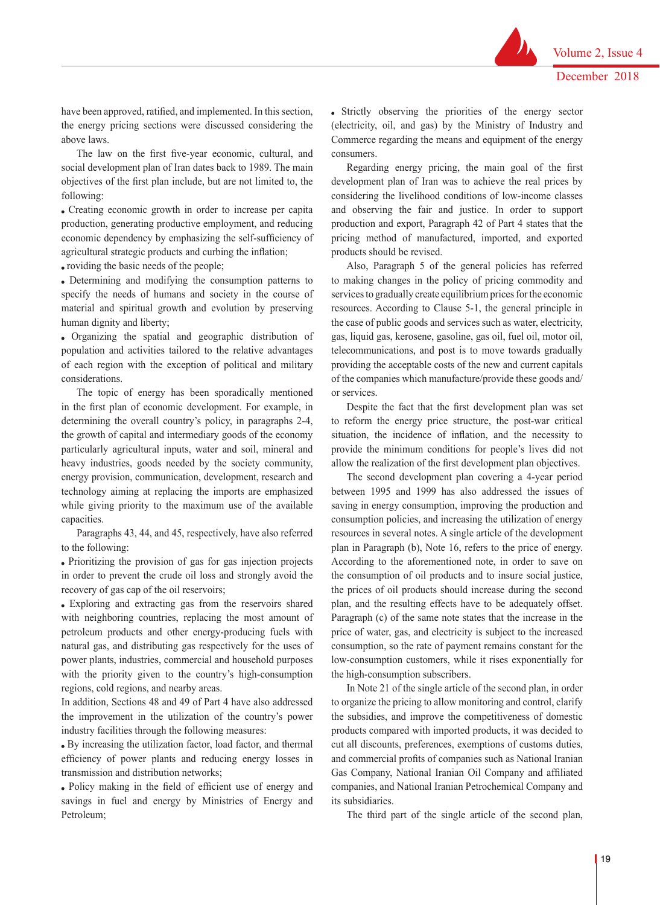have been approved, ratified, and implemented. In this section, the energy pricing sections were discussed considering the above laws.

The law on the first five-year economic, cultural, and social development plan of Iran dates back to 1989. The main objectives of the first plan include, but are not limited to, the following:

- Creating economic growth in order to increase per capita production, generating productive employment, and reducing economic dependency by emphasizing the self-sufficiency of agricultural strategic products and curbing the inflation;
- roviding the basic needs of the people;
- Determining and modifying the consumption patterns to specify the needs of humans and society in the course of material and spiritual growth and evolution by preserving human dignity and liberty;
- Organizing the spatial and geographic distribution of population and activities tailored to the relative advantages of each region with the exception of political and military considerations.

The topic of energy has been sporadically mentioned in the first plan of economic development. For example, in determining the overall country's policy, in paragraphs 2-4, the growth of capital and intermediary goods of the economy particularly agricultural inputs, water and soil, mineral and heavy industries, goods needed by the society community, energy provision, communication, development, research and technology aiming at replacing the imports are emphasized while giving priority to the maximum use of the available capacities.

Paragraphs 43, 44, and 45, respectively, have also referred to the following:

- Prioritizing the provision of gas for gas injection projects in order to prevent the crude oil loss and strongly avoid the recovery of gas cap of the oil reservoirs;
- Exploring and extracting gas from the reservoirs shared with neighboring countries, replacing the most amount of petroleum products and other energy-producing fuels with natural gas, and distributing gas respectively for the uses of power plants, industries, commercial and household purposes with the priority given to the country's high-consumption regions, cold regions, and nearby areas.

In addition, Sections 48 and 49 of Part 4 have also addressed the improvement in the utilization of the country's power industry facilities through the following measures:

- By increasing the utilization factor, load factor, and thermal efficiency of power plants and reducing energy losses in transmission and distribution networks;
- Policy making in the field of efficient use of energy and savings in fuel and energy by Ministries of Energy and Petroleum;
- Strictly observing the priorities of the energy sector (electricity, oil, and gas) by the Ministry of Industry and Commerce regarding the means and equipment of the energy consumers.

Regarding energy pricing, the main goal of the first development plan of Iran was to achieve the real prices by considering the livelihood conditions of low-income classes and observing the fair and justice. In order to support production and export, Paragraph 42 of Part 4 states that the pricing method of manufactured, imported, and exported products should be revised.

Also, Paragraph 5 of the general policies has referred to making changes in the policy of pricing commodity and services to gradually create equilibrium prices for the economic resources. According to Clause 5-1, the general principle in the case of public goods and services such as water, electricity, gas, liquid gas, kerosene, gasoline, gas oil, fuel oil, motor oil, telecommunications, and post is to move towards gradually providing the acceptable costs of the new and current capitals of the companies which manufacture/provide these goods and/or services.

Despite the fact that the first development plan was set to reform the energy price structure, the post-war critical situation, the incidence of inflation, and the necessity to provide the minimum conditions for people's lives did not allow the realization of the first development plan objectives.

The second development plan covering a 4-year period between 1995 and 1999 has also addressed the issues of saving in energy consumption, improving the production and consumption policies, and increasing the utilization of energy resources in several notes. A single article of the development plan in Paragraph (b), Note 16, refers to the price of energy. According to the aforementioned note, in order to save on the consumption of oil products and to insure social justice, the prices of oil products should increase during the second plan, and the resulting effects have to be adequately offset. Paragraph (c) of the same note states that the increase in the price of water, gas, and electricity is subject to the increased consumption, so the rate of payment remains constant for the low-consumption customers, while it rises exponentially for the high-consumption subscribers.

In Note 21 of the single article of the second plan, in order to organize the pricing to allow monitoring and control, clarify the subsidies, and improve the competitiveness of domestic products compared with imported products, it was decided to cut all discounts, preferences, exemptions of customs duties, and commercial profits of companies such as National Iranian Gas Company, National Iranian Oil Company and affiliated companies, and National Iranian Petrochemical Company and its subsidiaries.

The third part of the single article of the second plan,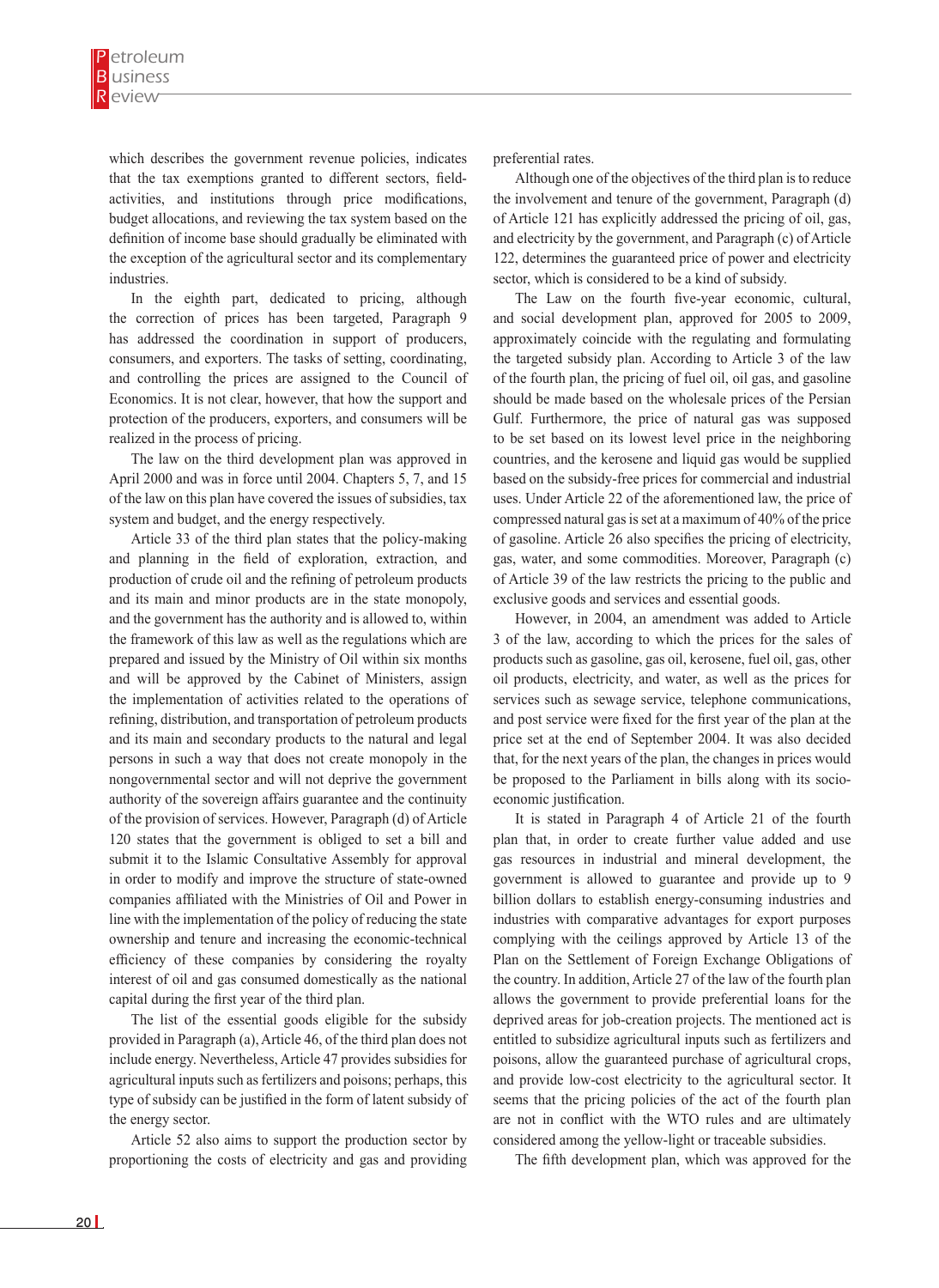which describes the government revenue policies, indicates that the tax exemptions granted to different sectors, field-activities, and institutions through price modifications, budget allocations, and reviewing the tax system based on the definition of income base should gradually be eliminated with the exception of the agricultural sector and its complementary industries.

In the eighth part, dedicated to pricing, although the correction of prices has been targeted, Paragraph 9 has addressed the coordination in support of producers, consumers, and exporters. The tasks of setting, coordinating, and controlling the prices are assigned to the Council of Economics. It is not clear, however, that how the support and protection of the producers, exporters, and consumers will be realized in the process of pricing.

The law on the third development plan was approved in April 2000 and was in force until 2004. Chapters 5, 7, and 15 of the law on this plan have covered the issues of subsidies, tax system and budget, and the energy respectively.

Article 33 of the third plan states that the policy-making and planning in the field of exploration, extraction, and production of crude oil and the refining of petroleum products and its main and minor products are in the state monopoly, and the government has the authority and is allowed to, within the framework of this law as well as the regulations which are prepared and issued by the Ministry of Oil within six months and will be approved by the Cabinet of Ministers, assign the implementation of activities related to the operations of refining, distribution, and transportation of petroleum products and its main and secondary products to the natural and legal persons in such a way that does not create monopoly in the nongovernmental sector and will not deprive the government authority of the sovereign affairs guarantee and the continuity of the provision of services. However, Paragraph (d) of Article 120 states that the government is obliged to set a bill and submit it to the Islamic Consultative Assembly for approval in order to modify and improve the structure of state-owned companies affiliated with the Ministries of Oil and Power in line with the implementation of the policy of reducing the state ownership and tenure and increasing the economic-technical efficiency of these companies by considering the royalty interest of oil and gas consumed domestically as the national capital during the first year of the third plan.

The list of the essential goods eligible for the subsidy provided in Paragraph (a), Article 46, of the third plan does not include energy. Nevertheless, Article 47 provides subsidies for agricultural inputs such as fertilizers and poisons; perhaps, this type of subsidy can be justified in the form of latent subsidy of the energy sector.

Article 52 also aims to support the production sector by proportioning the costs of electricity and gas and providing preferential rates.

Although one of the objectives of the third plan is to reduce the involvement and tenure of the government, Paragraph (d) of Article 121 has explicitly addressed the pricing of oil, gas, and electricity by the government, and Paragraph (c) of Article 122, determines the guaranteed price of power and electricity sector, which is considered to be a kind of subsidy.

The Law on the fourth five-year economic, cultural, and social development plan, approved for 2005 to 2009, approximately coincide with the regulating and formulating the targeted subsidy plan. According to Article 3 of the law of the fourth plan, the pricing of fuel oil, oil gas, and gasoline should be made based on the wholesale prices of the Persian Gulf. Furthermore, the price of natural gas was supposed to be set based on its lowest level price in the neighboring countries, and the kerosene and liquid gas would be supplied based on the subsidy-free prices for commercial and industrial uses. Under Article 22 of the aforementioned law, the price of compressed natural gas is set at a maximum of 40% of the price of gasoline. Article 26 also specifies the pricing of electricity, gas, water, and some commodities. Moreover, Paragraph (c) of Article 39 of the law restricts the pricing to the public and exclusive goods and services and essential goods.

However, in 2004, an amendment was added to Article 3 of the law, according to which the prices for the sales of products such as gasoline, gas oil, kerosene, fuel oil, gas, other oil products, electricity, and water, as well as the prices for services such as sewage service, telephone communications, and post service were fixed for the first year of the plan at the price set at the end of September 2004. It was also decided that, for the next years of the plan, the changes in prices would be proposed to the Parliament in bills along with its socio-economic justification.

It is stated in Paragraph 4 of Article 21 of the fourth plan that, in order to create further value added and use gas resources in industrial and mineral development, the government is allowed to guarantee and provide up to 9 billion dollars to establish energy-consuming industries and industries with comparative advantages for export purposes complying with the ceilings approved by Article 13 of the Plan on the Settlement of Foreign Exchange Obligations of the country. In addition, Article 27 of the law of the fourth plan allows the government to provide preferential loans for the deprived areas for job-creation projects. The mentioned act is entitled to subsidize agricultural inputs such as fertilizers and poisons, allow the guaranteed purchase of agricultural crops, and provide low-cost electricity to the agricultural sector. It seems that the pricing policies of the act of the fourth plan are not in conflict with the WTO rules and are ultimately considered among the yellow-light or traceable subsidies.

The fifth development plan, which was approved for the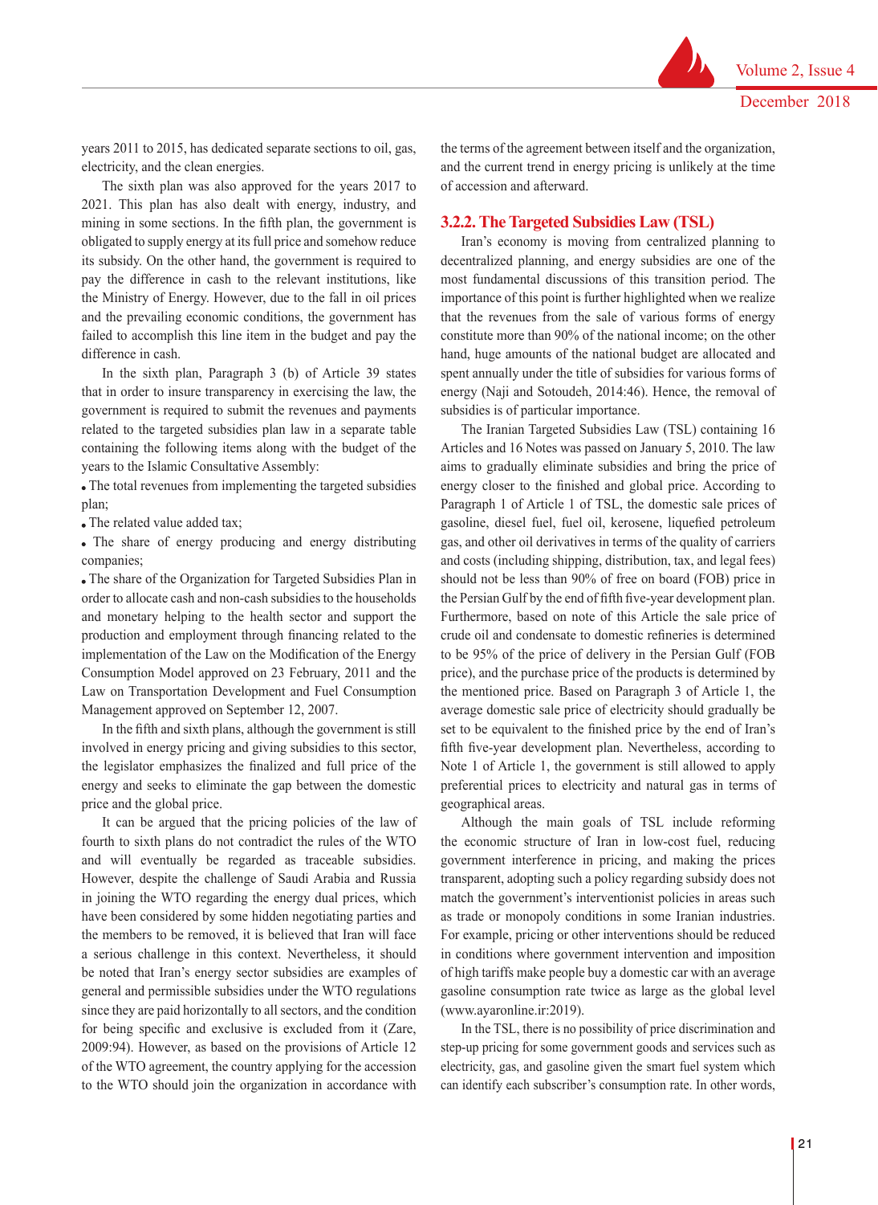years 2011 to 2015, has dedicated separate sections to oil, gas, electricity, and the clean energies.

The sixth plan was also approved for the years 2017 to 2021. This plan has also dealt with energy, industry, and mining in some sections. In the fifth plan, the government is obligated to supply energy at its full price and somehow reduce its subsidy. On the other hand, the government is required to pay the difference in cash to the relevant institutions, like the Ministry of Energy. However, due to the fall in oil prices and the prevailing economic conditions, the government has failed to accomplish this line item in the budget and pay the difference in cash.

In the sixth plan, Paragraph 3 (b) of Article 39 states that in order to insure transparency in exercising the law, the government is required to submit the revenues and payments related to the targeted subsidies plan law in a separate table containing the following items along with the budget of the years to the Islamic Consultative Assembly:

- The total revenues from implementing the targeted subsidies plan;
- The related value added tax;
- The share of energy producing and energy distributing companies;
- The share of the Organization for Targeted Subsidies Plan in order to allocate cash and non-cash subsidies to the households and monetary helping to the health sector and support the production and employment through financing related to the implementation of the Law on the Modification of the Energy Consumption Model approved on 23 February, 2011 and the Law on Transportation Development and Fuel Consumption Management approved on September 12, 2007.

In the fifth and sixth plans, although the government is still involved in energy pricing and giving subsidies to this sector, the legislator emphasizes the finalized and full price of the energy and seeks to eliminate the gap between the domestic price and the global price.

It can be argued that the pricing policies of the law of fourth to sixth plans do not contradict the rules of the WTO and will eventually be regarded as traceable subsidies. However, despite the challenge of Saudi Arabia and Russia in joining the WTO regarding the energy dual prices, which have been considered by some hidden negotiating parties and the members to be removed, it is believed that Iran will face a serious challenge in this context. Nevertheless, it should be noted that Iran's energy sector subsidies are examples of general and permissible subsidies under the WTO regulations since they are paid horizontally to all sectors, and the condition for being specific and exclusive is excluded from it (Zare, 2009:94). However, as based on the provisions of Article 12 of the WTO agreement, the country applying for the accession to the WTO should join the organization in accordance with the terms of the agreement between itself and the organization, and the current trend in energy pricing is unlikely at the time of accession and afterward.

### 3.2.2. The Targeted Subsidies Law (TSL)

Iran's economy is moving from centralized planning to decentralized planning, and energy subsidies are one of the most fundamental discussions of this transition period. The importance of this point is further highlighted when we realize that the revenues from the sale of various forms of energy constitute more than 90% of the national income; on the other hand, huge amounts of the national budget are allocated and spent annually under the title of subsidies for various forms of energy (Naji and Sotoudeh, 2014:46). Hence, the removal of subsidies is of particular importance.

The Iranian Targeted Subsidies Law (TSL) containing 16 Articles and 16 Notes was passed on January 5, 2010. The law aims to gradually eliminate subsidies and bring the price of energy closer to the finished and global price. According to Paragraph 1 of Article 1 of TSL, the domestic sale prices of gasoline, diesel fuel, fuel oil, kerosene, liquefied petroleum gas, and other oil derivatives in terms of the quality of carriers and costs (including shipping, distribution, tax, and legal fees) should not be less than 90% of free on board (FOB) price in the Persian Gulf by the end of fifth five-year development plan. Furthermore, based on note of this Article the sale price of crude oil and condensate to domestic refineries is determined to be 95% of the price of delivery in the Persian Gulf (FOB price), and the purchase price of the products is determined by the mentioned price. Based on Paragraph 3 of Article 1, the average domestic sale price of electricity should gradually be set to be equivalent to the finished price by the end of Iran's fifth five-year development plan. Nevertheless, according to Note 1 of Article 1, the government is still allowed to apply preferential prices to electricity and natural gas in terms of geographical areas.

Although the main goals of TSL include reforming the economic structure of Iran in low-cost fuel, reducing government interference in pricing, and making the prices transparent, adopting such a policy regarding subsidy does not match the government's interventionist policies in areas such as trade or monopoly conditions in some Iranian industries. For example, pricing or other interventions should be reduced in conditions where government intervention and imposition of high tariffs make people buy a domestic car with an average gasoline consumption rate twice as large as the global level (www.ayaronline.ir:2019).

In the TSL, there is no possibility of price discrimination and step-up pricing for some government goods and services such as electricity, gas, and gasoline given the smart fuel system which can identify each subscriber's consumption rate. In other words,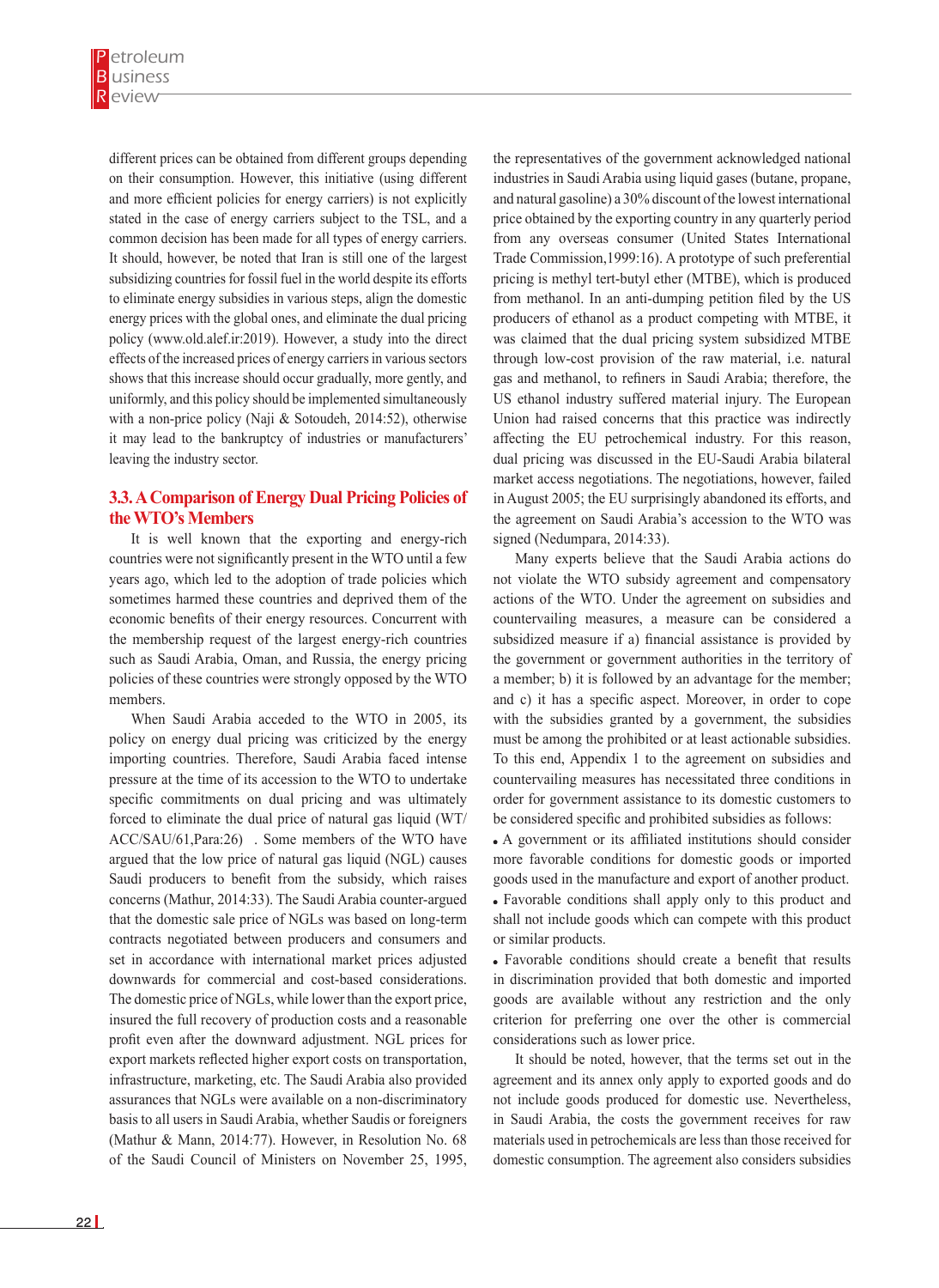different prices can be obtained from different groups depending on their consumption. However, this initiative (using different and more efficient policies for energy carriers) is not explicitly stated in the case of energy carriers subject to the TSL, and a common decision has been made for all types of energy carriers. It should, however, be noted that Iran is still one of the largest subsidizing countries for fossil fuel in the world despite its efforts to eliminate energy subsidies in various steps, align the domestic energy prices with the global ones, and eliminate the dual pricing policy (www.old.alef.ir:2019). However, a study into the direct effects of the increased prices of energy carriers in various sectors shows that this increase should occur gradually, more gently, and uniformly, and this policy should be implemented simultaneously with a non-price policy (Naji & Sotoudeh, 2014:52), otherwise it may lead to the bankruptcy of industries or manufacturers' leaving the industry sector.

### 3.3. A Comparison of Energy Dual Pricing Policies of the WTO's Members

It is well known that the exporting and energy-rich countries were not significantly present in the WTO until a few years ago, which led to the adoption of trade policies which sometimes harmed these countries and deprived them of the economic benefits of their energy resources. Concurrent with the membership request of the largest energy-rich countries such as Saudi Arabia, Oman, and Russia, the energy pricing policies of these countries were strongly opposed by the WTO members.

When Saudi Arabia acceded to the WTO in 2005, its policy on energy dual pricing was criticized by the energy importing countries. Therefore, Saudi Arabia faced intense pressure at the time of its accession to the WTO to undertake specific commitments on dual pricing and was ultimately forced to eliminate the dual price of natural gas liquid (WT/ACC/SAU/61,Para:26) . Some members of the WTO have argued that the low price of natural gas liquid (NGL) causes Saudi producers to benefit from the subsidy, which raises concerns (Mathur, 2014:33). The Saudi Arabia counter-argued that the domestic sale price of NGLs was based on long-term contracts negotiated between producers and consumers and set in accordance with international market prices adjusted downwards for commercial and cost-based considerations. The domestic price of NGLs, while lower than the export price, insured the full recovery of production costs and a reasonable profit even after the downward adjustment. NGL prices for export markets reflected higher export costs on transportation, infrastructure, marketing, etc. The Saudi Arabia also provided assurances that NGLs were available on a non-discriminatory basis to all users in Saudi Arabia, whether Saudis or foreigners (Mathur & Mann, 2014:77). However, in Resolution No. 68 of the Saudi Council of Ministers on November 25, 1995, the representatives of the government acknowledged national industries in Saudi Arabia using liquid gases (butane, propane, and natural gasoline) a 30% discount of the lowest international price obtained by the exporting country in any quarterly period from any overseas consumer (United States International Trade Commission,1999:16). A prototype of such preferential pricing is methyl tert-butyl ether (MTBE), which is produced from methanol. In an anti-dumping petition filed by the US producers of ethanol as a product competing with MTBE, it was claimed that the dual pricing system subsidized MTBE through low-cost provision of the raw material, i.e. natural gas and methanol, to refiners in Saudi Arabia; therefore, the US ethanol industry suffered material injury. The European Union had raised concerns that this practice was indirectly affecting the EU petrochemical industry. For this reason, dual pricing was discussed in the EU-Saudi Arabia bilateral market access negotiations. The negotiations, however, failed in August 2005; the EU surprisingly abandoned its efforts, and the agreement on Saudi Arabia's accession to the WTO was signed (Nedumpara, 2014:33).

Many experts believe that the Saudi Arabia actions do not violate the WTO subsidy agreement and compensatory actions of the WTO. Under the agreement on subsidies and countervailing measures, a measure can be considered a subsidized measure if a) financial assistance is provided by the government or government authorities in the territory of a member; b) it is followed by an advantage for the member; and c) it has a specific aspect. Moreover, in order to cope with the subsidies granted by a government, the subsidies must be among the prohibited or at least actionable subsidies. To this end, Appendix 1 to the agreement on subsidies and countervailing measures has necessitated three conditions in order for government assistance to its domestic customers to be considered specific and prohibited subsidies as follows:

- A government or its affiliated institutions should consider more favorable conditions for domestic goods or imported goods used in the manufacture and export of another product.
- Favorable conditions shall apply only to this product and shall not include goods which can compete with this product or similar products.
- Favorable conditions should create a benefit that results in discrimination provided that both domestic and imported goods are available without any restriction and the only criterion for preferring one over the other is commercial considerations such as lower price.

It should be noted, however, that the terms set out in the agreement and its annex only apply to exported goods and do not include goods produced for domestic use. Nevertheless, in Saudi Arabia, the costs the government receives for raw materials used in petrochemicals are less than those received for domestic consumption. The agreement also considers subsidies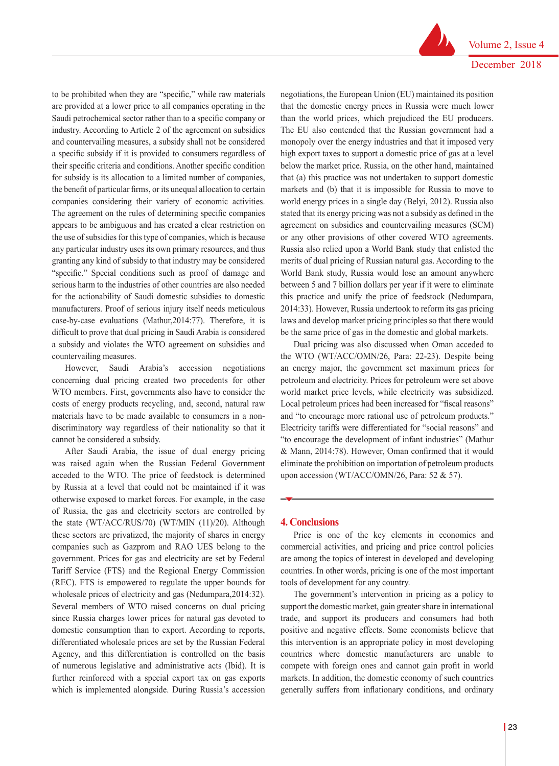to be prohibited when they are "specific," while raw materials are provided at a lower price to all companies operating in the Saudi petrochemical sector rather than to a specific company or industry. According to Article 2 of the agreement on subsidies and countervailing measures, a subsidy shall not be considered a specific subsidy if it is provided to consumers regardless of their specific criteria and conditions. Another specific condition for subsidy is its allocation to a limited number of companies, the benefit of particular firms, or its unequal allocation to certain companies considering their variety of economic activities. The agreement on the rules of determining specific companies appears to be ambiguous and has created a clear restriction on the use of subsidies for this type of companies, which is because any particular industry uses its own primary resources, and thus granting any kind of subsidy to that industry may be considered "specific." Special conditions such as proof of damage and serious harm to the industries of other countries are also needed for the actionability of Saudi domestic subsidies to domestic manufacturers. Proof of serious injury itself needs meticulous case-by-case evaluations (Mathur,2014:77). Therefore, it is difficult to prove that dual pricing in Saudi Arabia is considered a subsidy and violates the WTO agreement on subsidies and countervailing measures.

However, Saudi Arabia's accession negotiations concerning dual pricing created two precedents for other WTO members. First, governments also have to consider the costs of energy products recycling, and, second, natural raw materials have to be made available to consumers in a non-discriminatory way regardless of their nationality so that it cannot be considered a subsidy.

After Saudi Arabia, the issue of dual energy pricing was raised again when the Russian Federal Government acceded to the WTO. The price of feedstock is determined by Russia at a level that could not be maintained if it was otherwise exposed to market forces. For example, in the case of Russia, the gas and electricity sectors are controlled by the state (WT/ACC/RUS/70) (WT/MIN (11)/20). Although these sectors are privatized, the majority of shares in energy companies such as Gazprom and RAO UES belong to the government. Prices for gas and electricity are set by Federal Tariff Service (FTS) and the Regional Energy Commission (REC). FTS is empowered to regulate the upper bounds for wholesale prices of electricity and gas (Nedumpara,2014:32). Several members of WTO raised concerns on dual pricing since Russia charges lower prices for natural gas devoted to domestic consumption than to export. According to reports, differentiated wholesale prices are set by the Russian Federal Agency, and this differentiation is controlled on the basis of numerous legislative and administrative acts (Ibid). It is further reinforced with a special export tax on gas exports which is implemented alongside. During Russia's accession negotiations, the European Union (EU) maintained its position that the domestic energy prices in Russia were much lower than the world prices, which prejudiced the EU producers. The EU also contended that the Russian government had a monopoly over the energy industries and that it imposed very high export taxes to support a domestic price of gas at a level below the market price. Russia, on the other hand, maintained that (a) this practice was not undertaken to support domestic markets and (b) that it is impossible for Russia to move to world energy prices in a single day (Belyi, 2012). Russia also stated that its energy pricing was not a subsidy as defined in the agreement on subsidies and countervailing measures (SCM) or any other provisions of other covered WTO agreements. Russia also relied upon a World Bank study that enlisted the merits of dual pricing of Russian natural gas. According to the World Bank study, Russia would lose an amount anywhere between 5 and 7 billion dollars per year if it were to eliminate this practice and unify the price of feedstock (Nedumpara, 2014:33). However, Russia undertook to reform its gas pricing laws and develop market pricing principles so that there would be the same price of gas in the domestic and global markets.

Dual pricing was also discussed when Oman acceded to the WTO (WT/ACC/OMN/26, Para: 22-23). Despite being an energy major, the government set maximum prices for petroleum and electricity. Prices for petroleum were set above world market price levels, while electricity was subsidized. Local petroleum prices had been increased for "fiscal reasons" and "to encourage more rational use of petroleum products." Electricity tariffs were differentiated for "social reasons" and "to encourage the development of infant industries" (Mathur & Mann, 2014:78). However, Oman confirmed that it would eliminate the prohibition on importation of petroleum products upon accession (WT/ACC/OMN/26, Para: 52 & 57).

## 4. Conclusions

Price is one of the key elements in economics and commercial activities, and pricing and price control policies are among the topics of interest in developed and developing countries. In other words, pricing is one of the most important tools of development for any country.

The government's intervention in pricing as a policy to support the domestic market, gain greater share in international trade, and support its producers and consumers had both positive and negative effects. Some economists believe that this intervention is an appropriate policy in most developing countries where domestic manufacturers are unable to compete with foreign ones and cannot gain profit in world markets. In addition, the domestic economy of such countries generally suffers from inflationary conditions, and ordinary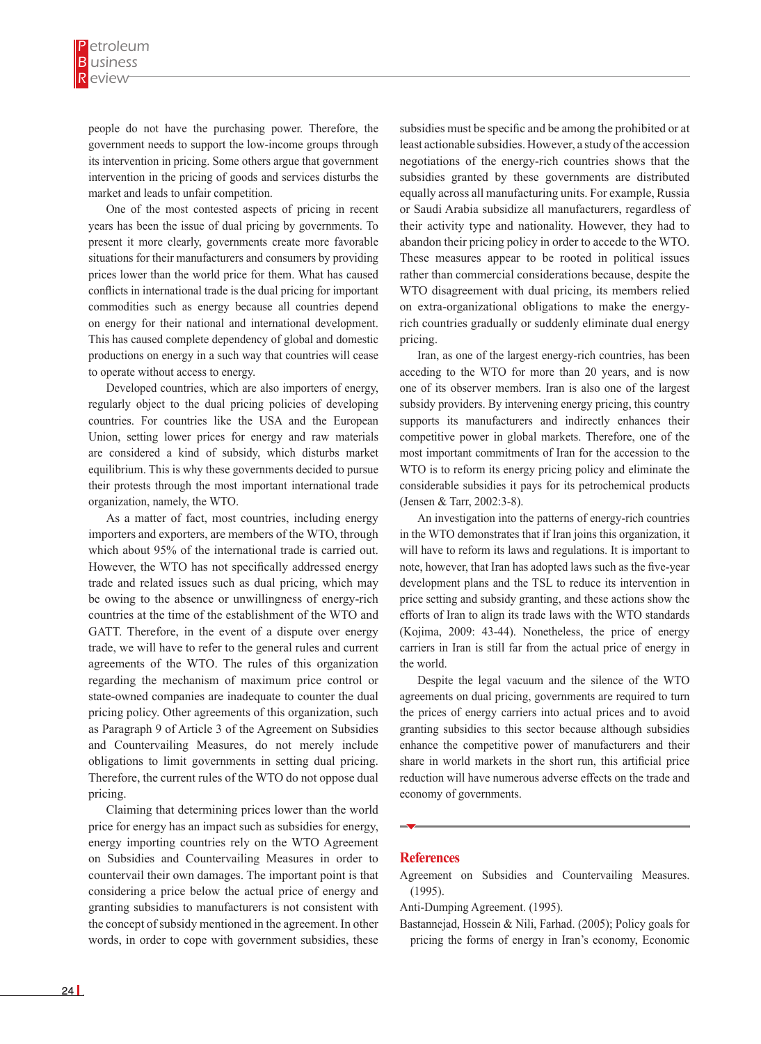people do not have the purchasing power. Therefore, the government needs to support the low-income groups through its intervention in pricing. Some others argue that government intervention in the pricing of goods and services disturbs the market and leads to unfair competition.

One of the most contested aspects of pricing in recent years has been the issue of dual pricing by governments. To present it more clearly, governments create more favorable situations for their manufacturers and consumers by providing prices lower than the world price for them. What has caused conflicts in international trade is the dual pricing for important commodities such as energy because all countries depend on energy for their national and international development. This has caused complete dependency of global and domestic productions on energy in a such way that countries will cease to operate without access to energy.

Developed countries, which are also importers of energy, regularly object to the dual pricing policies of developing countries. For countries like the USA and the European Union, setting lower prices for energy and raw materials are considered a kind of subsidy, which disturbs market equilibrium. This is why these governments decided to pursue their protests through the most important international trade organization, namely, the WTO.

As a matter of fact, most countries, including energy importers and exporters, are members of the WTO, through which about 95% of the international trade is carried out. However, the WTO has not specifically addressed energy trade and related issues such as dual pricing, which may be owing to the absence or unwillingness of energy-rich countries at the time of the establishment of the WTO and GATT. Therefore, in the event of a dispute over energy trade, we will have to refer to the general rules and current agreements of the WTO. The rules of this organization regarding the mechanism of maximum price control or state-owned companies are inadequate to counter the dual pricing policy. Other agreements of this organization, such as Paragraph 9 of Article 3 of the Agreement on Subsidies and Countervailing Measures, do not merely include obligations to limit governments in setting dual pricing. Therefore, the current rules of the WTO do not oppose dual pricing.

Claiming that determining prices lower than the world price for energy has an impact such as subsidies for energy, energy importing countries rely on the WTO Agreement on Subsidies and Countervailing Measures in order to countervail their own damages. The important point is that considering a price below the actual price of energy and granting subsidies to manufacturers is not consistent with the concept of subsidy mentioned in the agreement. In other words, in order to cope with government subsidies, these subsidies must be specific and be among the prohibited or at least actionable subsidies. However, a study of the accession negotiations of the energy-rich countries shows that the subsidies granted by these governments are distributed equally across all manufacturing units. For example, Russia or Saudi Arabia subsidize all manufacturers, regardless of their activity type and nationality. However, they had to abandon their pricing policy in order to accede to the WTO. These measures appear to be rooted in political issues rather than commercial considerations because, despite the WTO disagreement with dual pricing, its members relied on extra-organizational obligations to make the energy-rich countries gradually or suddenly eliminate dual energy pricing.

Iran, as one of the largest energy-rich countries, has been acceding to the WTO for more than 20 years, and is now one of its observer members. Iran is also one of the largest subsidy providers. By intervening energy pricing, this country supports its manufacturers and indirectly enhances their competitive power in global markets. Therefore, one of the most important commitments of Iran for the accession to the WTO is to reform its energy pricing policy and eliminate the considerable subsidies it pays for its petrochemical products (Jensen & Tarr, 2002:3-8).

An investigation into the patterns of energy-rich countries in the WTO demonstrates that if Iran joins this organization, it will have to reform its laws and regulations. It is important to note, however, that Iran has adopted laws such as the five-year development plans and the TSL to reduce its intervention in price setting and subsidy granting, and these actions show the efforts of Iran to align its trade laws with the WTO standards (Kojima, 2009: 43-44). Nonetheless, the price of energy carriers in Iran is still far from the actual price of energy in the world.

Despite the legal vacuum and the silence of the WTO agreements on dual pricing, governments are required to turn the prices of energy carriers into actual prices and to avoid granting subsidies to this sector because although subsidies enhance the competitive power of manufacturers and their share in world markets in the short run, this artificial price reduction will have numerous adverse effects on the trade and economy of governments.

## References

Agreement on Subsidies and Countervailing Measures. (1995).

Anti-Dumping Agreement. (1995).

Bastannejad, Hossein & Nili, Farhad. (2005); Policy goals for pricing the forms of energy in Iran's economy, Economic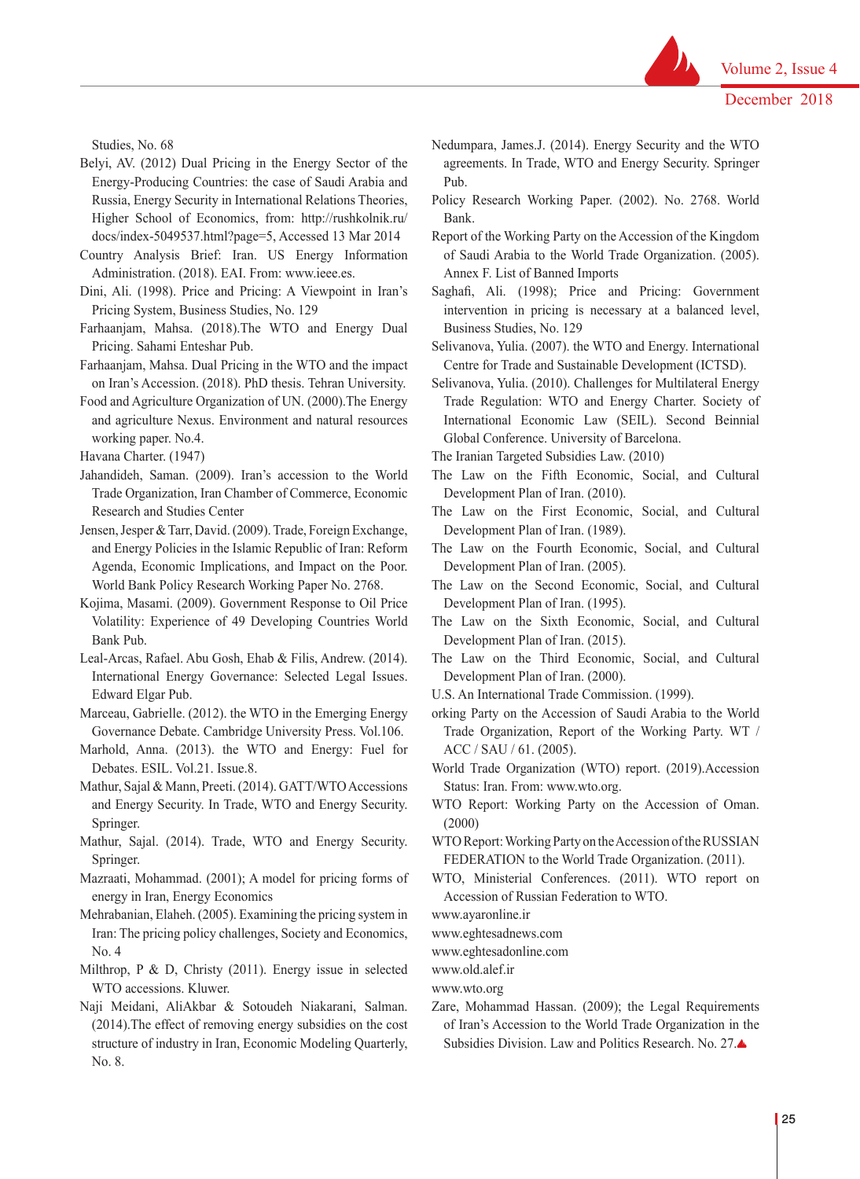Studies, No. 68

Belyi, AV. (2012) Dual Pricing in the Energy Sector of the Energy-Producing Countries: the case of Saudi Arabia and Russia, Energy Security in International Relations Theories, Higher School of Economics, from: http://rushkolnik.ru/docs/index-5049537.html?page=5, Accessed 13 Mar 2014

Country Analysis Brief: Iran. US Energy Information Administration. (2018). EAI. From: www.ieee.es.

Dini, Ali. (1998). Price and Pricing: A Viewpoint in Iran's Pricing System, Business Studies, No. 129

Farhaanjam, Mahsa. (2018).The WTO and Energy Dual Pricing. Sahami Enteshar Pub.

Farhaanjam, Mahsa. Dual Pricing in the WTO and the impact on Iran's Accession. (2018). PhD thesis. Tehran University.

Food and Agriculture Organization of UN. (2000).The Energy and agriculture Nexus. Environment and natural resources working paper. No.4.

Havana Charter. (1947)

Jahandideh, Saman. (2009). Iran's accession to the World Trade Organization, Iran Chamber of Commerce, Economic Research and Studies Center

Jensen, Jesper & Tarr, David. (2009). Trade, Foreign Exchange, and Energy Policies in the Islamic Republic of Iran: Reform Agenda, Economic Implications, and Impact on the Poor. World Bank Policy Research Working Paper No. 2768.

Kojima, Masami. (2009). Government Response to Oil Price Volatility: Experience of 49 Developing Countries World Bank Pub.

Leal-Arcas, Rafael. Abu Gosh, Ehab & Filis, Andrew. (2014). International Energy Governance: Selected Legal Issues. Edward Elgar Pub.

Marceau, Gabrielle. (2012). the WTO in the Emerging Energy Governance Debate. Cambridge University Press. Vol.106.

Marhold, Anna. (2013). the WTO and Energy: Fuel for Debates. ESIL. Vol.21. Issue.8.

Mathur, Sajal & Mann, Preeti. (2014). GATT/WTO Accessions and Energy Security. In Trade, WTO and Energy Security. Springer.

Mathur, Sajal. (2014). Trade, WTO and Energy Security. Springer.

Mazraati, Mohammad. (2001); A model for pricing forms of energy in Iran, Energy Economics

Mehrabanian, Elaheh. (2005). Examining the pricing system in Iran: The pricing policy challenges, Society and Economics, No. 4

Milthrop, P & D, Christy (2011). Energy issue in selected WTO accessions. Kluwer.

Naji Meidani, AliAkbar & Sotoudeh Niakarani, Salman. (2014).The effect of removing energy subsidies on the cost structure of industry in Iran, Economic Modeling Quarterly, No. 8.

Nedumpara, James.J. (2014). Energy Security and the WTO agreements. In Trade, WTO and Energy Security. Springer Pub.

Policy Research Working Paper. (2002). No. 2768. World Bank.

Report of the Working Party on the Accession of the Kingdom of Saudi Arabia to the World Trade Organization. (2005). Annex F. List of Banned Imports

Saghafi, Ali. (1998); Price and Pricing: Government intervention in pricing is necessary at a balanced level, Business Studies, No. 129

Selivanova, Yulia. (2007). the WTO and Energy. International Centre for Trade and Sustainable Development (ICTSD).

Selivanova, Yulia. (2010). Challenges for Multilateral Energy Trade Regulation: WTO and Energy Charter. Society of International Economic Law (SEIL). Second Beinnial Global Conference. University of Barcelona.

The Iranian Targeted Subsidies Law. (2010)

The Law on the Fifth Economic, Social, and Cultural Development Plan of Iran. (2010).

The Law on the First Economic, Social, and Cultural Development Plan of Iran. (1989).

The Law on the Fourth Economic, Social, and Cultural Development Plan of Iran. (2005).

The Law on the Second Economic, Social, and Cultural Development Plan of Iran. (1995).

The Law on the Sixth Economic, Social, and Cultural Development Plan of Iran. (2015).

The Law on the Third Economic, Social, and Cultural Development Plan of Iran. (2000).

U.S. An International Trade Commission. (1999).

orking Party on the Accession of Saudi Arabia to the World Trade Organization, Report of the Working Party. WT / ACC / SAU / 61. (2005).

World Trade Organization (WTO) report. (2019).Accession Status: Iran. From: www.wto.org.

WTO Report: Working Party on the Accession of Oman. (2000)

WTO Report: Working Party on the Accession of the RUSSIAN FEDERATION to the World Trade Organization. (2011).

WTO, Ministerial Conferences. (2011). WTO report on Accession of Russian Federation to WTO.

www.ayaronline.ir

www.eghtesadnews.com

www.eghtesadonline.com

www.old.alef.ir

www.wto.org

Zare, Mohammad Hassan. (2009); the Legal Requirements of Iran's Accession to the World Trade Organization in the Subsidies Division. Law and Politics Research. No. 27.